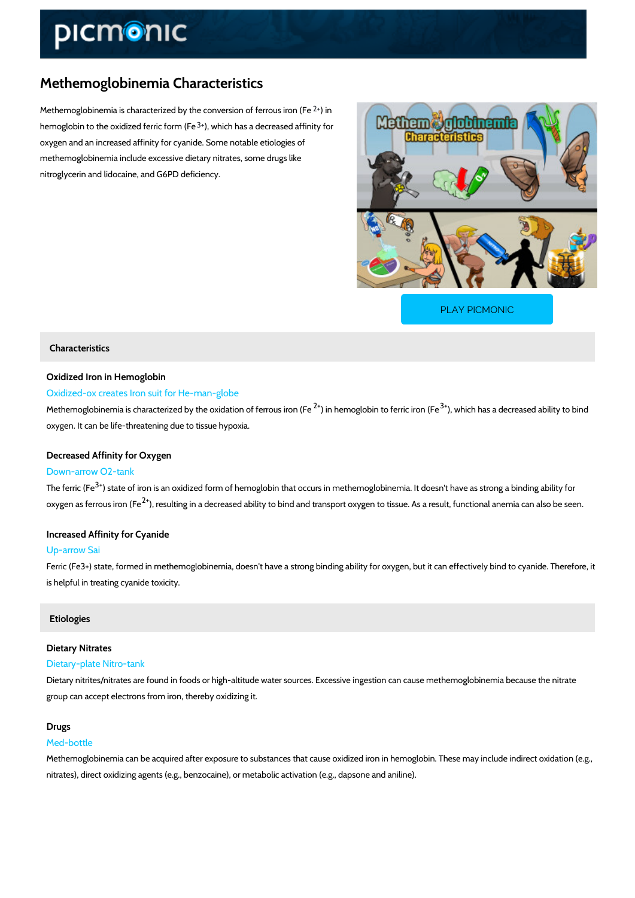# Methemoglobinemia Characteristics

Methemoglobinemia is characterized by the conversion of ferrous iron ($Fe^{2+}$) in hemoglobin to the oxidized ferric form ($Fe^{3+}$), which has a decreased affinity for oxygen and an increased affinity for cyanide. Some notable etiologies of methemoglobinemia include excessive dietary nitrates, some drugs like nitroglycerin and lidocaine, and G6PD deficiency.

PLAY PICMONIC

## Characteristics

### Oxidized Iron in Hemoglobin

Oxidized-ox creates Iron suit for He-man-globe

Methemoglobinemia is characterized by the oxidation of ferrous iron ($Fe^{2+}$) in hemoglobin to ferric iron ($Fe^{3+}$), which has a decreased ability to bind oxygen. It can be life-threatening due to tissue hypoxia.

### Decreased Affinity for Oxygen

Down-arrow O2-tank

The ferric ($Fe^{3+}$) state of iron is an oxidized form of hemoglobin that occurs in methemoglobinemia. It doesn't have as strong a binding ability for oxygen as ferrous iron ($Fe^{2+}$), resulting in a decreased ability to bind and transport oxygen to tissue. As a result, functional anemia can also be seen.

### Increased Affinity for Cyanide

Up-arrow Sai

Ferric (Fe3+) state, formed in methemoglobinemia, doesn't have a strong binding ability for oxygen, but it can effectively bind to cyanide. Therefore, it is helpful in treating cyanide toxicity.

## Etiologies

### Dietary Nitrates

Dietary-plate Nitro-tank

Dietary nitrites/nitrates are found in foods or high-altitude water sources. Excessive ingestion can cause methemoglobinemia because the nitrate group can accept electrons from iron, thereby oxidizing it.

### Drugs

Med-bottle

Methemoglobinemia can be acquired after exposure to substances that cause oxidized iron in hemoglobin. These may include indirect oxidation (e.g., nitrates), direct oxidizing agents (e.g., benzocaine), or metabolic activation (e.g., dapsone and aniline).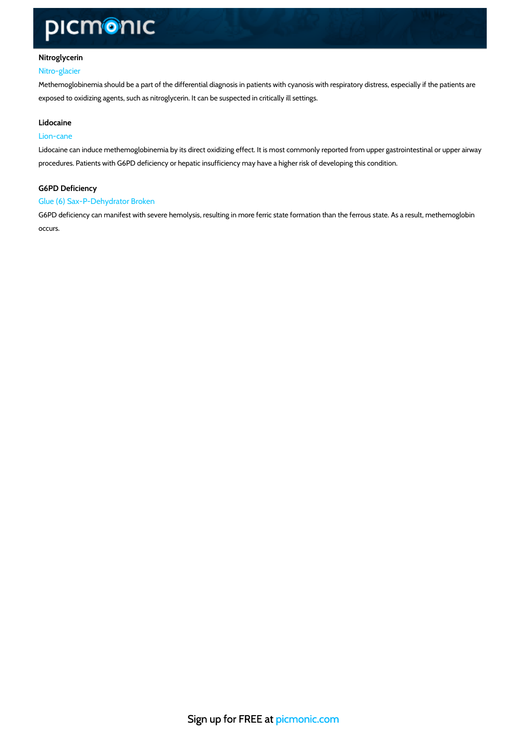### Nitroglycerin

Nitro-glacier

Methemoglobinemia should be a part of the differential diagnosis in patients with cyanosis with respiratory distress, especially if the patients are exposed to oxidizing agents, such as nitroglycerin. It can be suspected in critically ill settings.

### Lidocaine

Lion-cane

Lidocaine can induce methemoglobinemia by its direct oxidizing effect. It is most commonly reported from upper gastrointestinal or upper airway procedures. Patients with G6PD deficiency or hepatic insufficiency may have a higher risk of developing this condition.

### G6PD Deficiency

Glue (6) Sax-P-Dehydrator Broken

G6PD deficiency can manifest with severe hemolysis, resulting in more ferric state formation than the ferrous state. As a result, methemoglobin occurs.